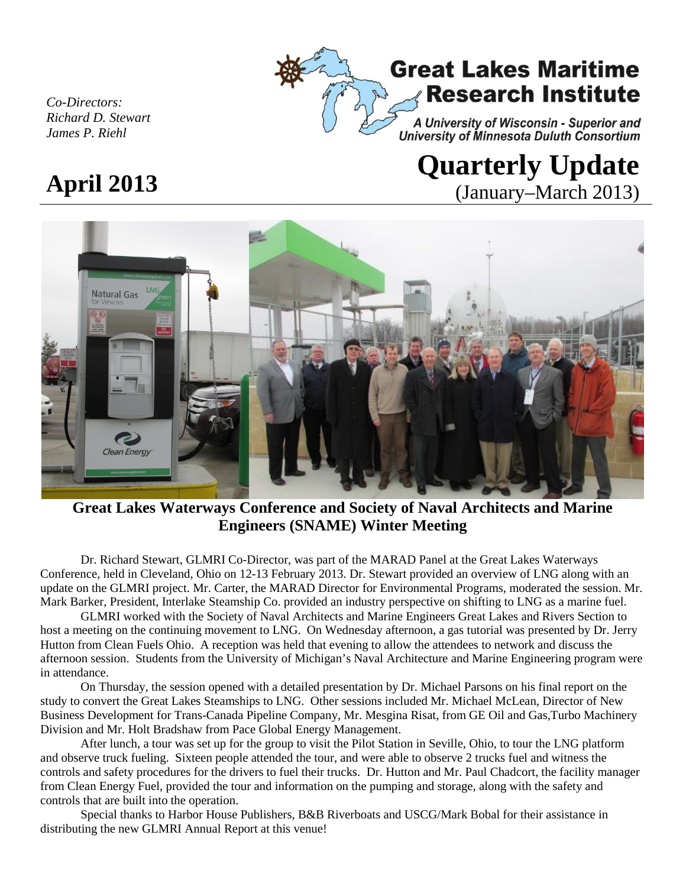*Co-Directors:*
*Richard D. Stewart*
*James P. Riehl*

# Great Lakes Maritime Research Institute

*A University of Wisconsin - Superior and University of Minnesota Duluth Consortium*

# Quarterly Update

(January–March 2013)

# April 2013

## Great Lakes Waterways Conference and Society of Naval Architects and Marine Engineers (SNAME) Winter Meeting

Dr. Richard Stewart, GLMRI Co-Director, was part of the MARAD Panel at the Great Lakes Waterways Conference, held in Cleveland, Ohio on 12-13 February 2013. Dr. Stewart provided an overview of LNG along with an update on the GLMRI project. Mr. Carter, the MARAD Director for Environmental Programs, moderated the session. Mr. Mark Barker, President, Interlake Steamship Co. provided an industry perspective on shifting to LNG as a marine fuel.

GLMRI worked with the Society of Naval Architects and Marine Engineers Great Lakes and Rivers Section to host a meeting on the continuing movement to LNG. On Wednesday afternoon, a gas tutorial was presented by Dr. Jerry Hutton from Clean Fuels Ohio. A reception was held that evening to allow the attendees to network and discuss the afternoon session. Students from the University of Michigan's Naval Architecture and Marine Engineering program were in attendance.

On Thursday, the session opened with a detailed presentation by Dr. Michael Parsons on his final report on the study to convert the Great Lakes Steamships to LNG. Other sessions included Mr. Michael McLean, Director of New Business Development for Trans-Canada Pipeline Company, Mr. Mesgina Risat, from GE Oil and Gas,Turbo Machinery Division and Mr. Holt Bradshaw from Pace Global Energy Management.

After lunch, a tour was set up for the group to visit the Pilot Station in Seville, Ohio, to tour the LNG platform and observe truck fueling. Sixteen people attended the tour, and were able to observe 2 trucks fuel and witness the controls and safety procedures for the drivers to fuel their trucks. Dr. Hutton and Mr. Paul Chadcort, the facility manager from Clean Energy Fuel, provided the tour and information on the pumping and storage, along with the safety and controls that are built into the operation.

Special thanks to Harbor House Publishers, B&B Riverboats and USCG/Mark Bobal for their assistance in distributing the new GLMRI Annual Report at this venue!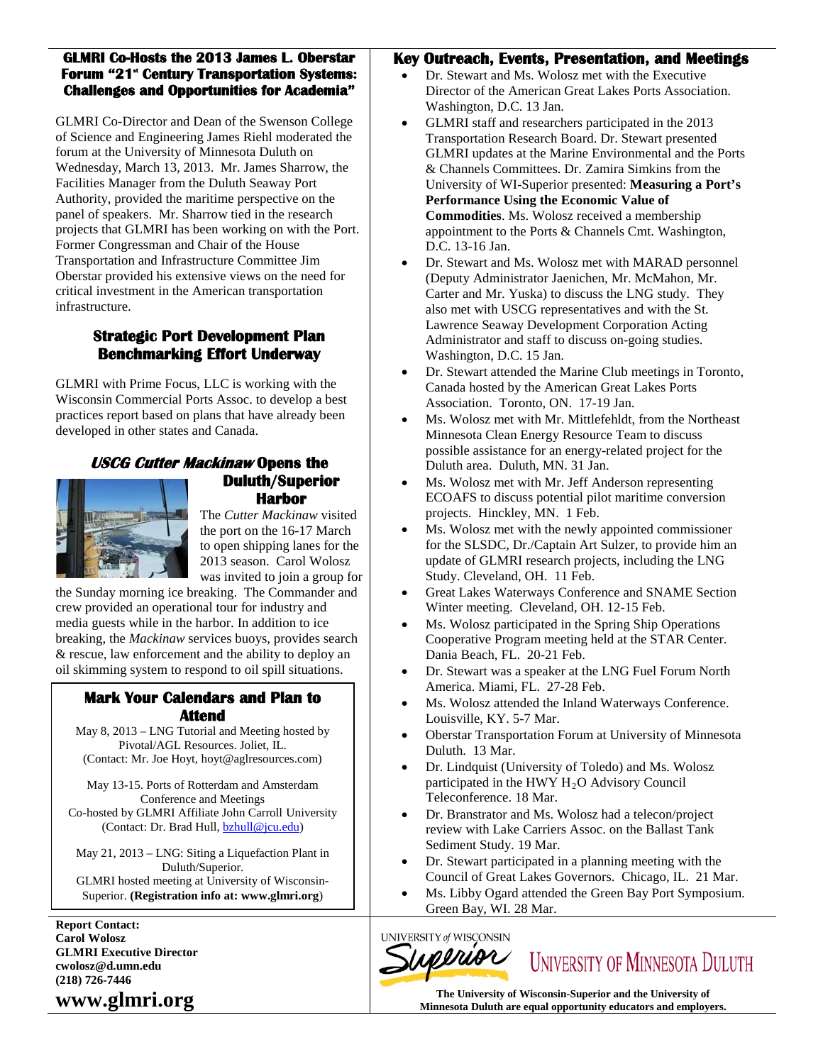## GLMRI Co-Hosts the 2013 James L. Oberstar Forum "21st Century Transportation Systems: Challenges and Opportunities for Academia"

GLMRI Co-Director and Dean of the Swenson College of Science and Engineering James Riehl moderated the forum at the University of Minnesota Duluth on Wednesday, March 13, 2013. Mr. James Sharrow, the Facilities Manager from the Duluth Seaway Port Authority, provided the maritime perspective on the panel of speakers. Mr. Sharrow tied in the research projects that GLMRI has been working on with the Port. Former Congressman and Chair of the House Transportation and Infrastructure Committee Jim Oberstar provided his extensive views on the need for critical investment in the American transportation infrastructure.

## Strategic Port Development Plan Benchmarking Effort Underway

GLMRI with Prime Focus, LLC is working with the Wisconsin Commercial Ports Assoc. to develop a best practices report based on plans that have already been developed in other states and Canada.

## *USCG Cutter Mackinaw* Opens the Duluth/Superior Harbor

The *Cutter Mackinaw* visited the port on the 16-17 March to open shipping lanes for the 2013 season. Carol Wolosz was invited to join a group for the Sunday morning ice breaking. The Commander and crew provided an operational tour for industry and media guests while in the harbor. In addition to ice breaking, the *Mackinaw* services buoys, provides search & rescue, law enforcement and the ability to deploy an oil skimming system to respond to oil spill situations.

## Mark Your Calendars and Plan to Attend

May 8, 2013 – LNG Tutorial and Meeting hosted by Pivotal/AGL Resources. Joliet, IL. (Contact: Mr. Joe Hoyt, hoyt@aglresources.com)

May 13-15. Ports of Rotterdam and Amsterdam Conference and Meetings
Co-hosted by GLMRI Affiliate John Carroll University (Contact: Dr. Brad Hull, bzhull@jcu.edu)

May 21, 2013 – LNG: Siting a Liquefaction Plant in Duluth/Superior.
GLMRI hosted meeting at University of Wisconsin-Superior. **(Registration info at: www.glmri.org**)

**Report Contact:**
**Carol Wolosz**
**GLMRI Executive Director**
**cwolosz@d.umn.edu**
**(218) 726-7446**

**www.glmri.org**

## Key Outreach, Events, Presentation, and Meetings

- Dr. Stewart and Ms. Wolosz met with the Executive Director of the American Great Lakes Ports Association. Washington, D.C. 13 Jan.
- GLMRI staff and researchers participated in the 2013 Transportation Research Board. Dr. Stewart presented GLMRI updates at the Marine Environmental and the Ports & Channels Committees. Dr. Zamira Simkins from the University of WI-Superior presented: **Measuring a Port's Performance Using the Economic Value of Commodities**. Ms. Wolosz received a membership appointment to the Ports & Channels Cmt. Washington, D.C. 13-16 Jan.
- Dr. Stewart and Ms. Wolosz met with MARAD personnel (Deputy Administrator Jaenichen, Mr. McMahon, Mr. Carter and Mr. Yuska) to discuss the LNG study. They also met with USCG representatives and with the St. Lawrence Seaway Development Corporation Acting Administrator and staff to discuss on-going studies. Washington, D.C. 15 Jan.
- Dr. Stewart attended the Marine Club meetings in Toronto, Canada hosted by the American Great Lakes Ports Association. Toronto, ON. 17-19 Jan.
- Ms. Wolosz met with Mr. Mittlefehldt, from the Northeast Minnesota Clean Energy Resource Team to discuss possible assistance for an energy-related project for the Duluth area. Duluth, MN. 31 Jan.
- Ms. Wolosz met with Mr. Jeff Anderson representing ECOAFS to discuss potential pilot maritime conversion projects. Hinckley, MN. 1 Feb.
- Ms. Wolosz met with the newly appointed commissioner for the SLSDC, Dr./Captain Art Sulzer, to provide him an update of GLMRI research projects, including the LNG Study. Cleveland, OH. 11 Feb.
- Great Lakes Waterways Conference and SNAME Section Winter meeting. Cleveland, OH. 12-15 Feb.
- Ms. Wolosz participated in the Spring Ship Operations Cooperative Program meeting held at the STAR Center. Dania Beach, FL. 20-21 Feb.
- Dr. Stewart was a speaker at the LNG Fuel Forum North America. Miami, FL. 27-28 Feb.
- Ms. Wolosz attended the Inland Waterways Conference. Louisville, KY. 5-7 Mar.
- Oberstar Transportation Forum at University of Minnesota Duluth. 13 Mar.
- Dr. Lindquist (University of Toledo) and Ms. Wolosz participated in the HWY $H_2O$ Advisory Council Teleconference. 18 Mar.
- Dr. Branstrator and Ms. Wolosz had a telecon/project review with Lake Carriers Assoc. on the Ballast Tank Sediment Study. 19 Mar.
- Dr. Stewart participated in a planning meeting with the Council of Great Lakes Governors. Chicago, IL. 21 Mar.
- Ms. Libby Ogard attended the Green Bay Port Symposium. Green Bay, WI. 28 Mar.

UNIVERSITY of WISCONSIN Superior — UNIVERSITY OF MINNESOTA DULUTH

**The University of Wisconsin-Superior and the University of Minnesota Duluth are equal opportunity educators and employers.**